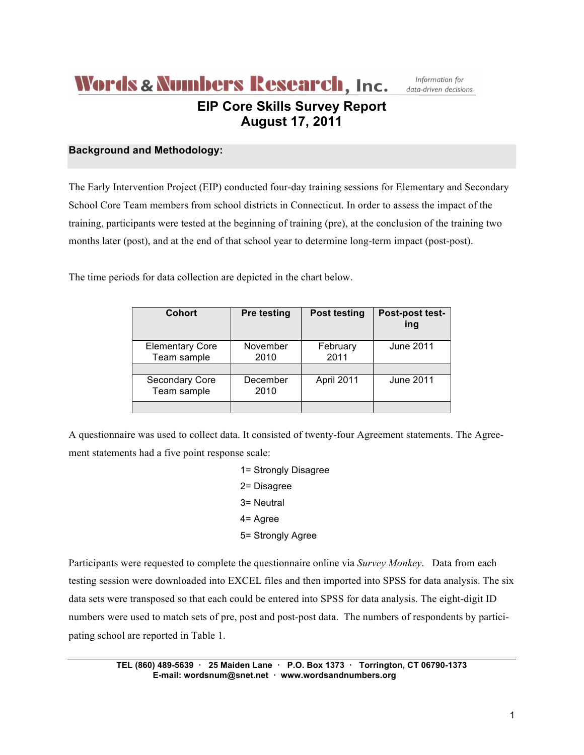Words & Numbers Research, Inc. *Information for data-driven decisions*

# EIP Core Skills Survey Report
# August 17, 2011

## Background and Methodology:

The Early Intervention Project (EIP) conducted four-day training sessions for Elementary and Secondary School Core Team members from school districts in Connecticut. In order to assess the impact of the training, participants were tested at the beginning of training (pre), at the conclusion of the training two months later (post), and at the end of that school year to determine long-term impact (post-post).

The time periods for data collection are depicted in the chart below.

| Cohort | Pre testing | Post testing | Post-post testing |
|---|---|---|---|
| Elementary Core Team sample | November 2010 | February 2011 | June 2011 |
| | | | |
| Secondary Core Team sample | December 2010 | April 2011 | June 2011 |
| | | | |

A questionnaire was used to collect data. It consisted of twenty-four Agreement statements. The Agreement statements had a five point response scale:

1= Strongly Disagree
2= Disagree
3= Neutral
4= Agree
5= Strongly Agree

Participants were requested to complete the questionnaire online via *Survey Monkey*. Data from each testing session were downloaded into EXCEL files and then imported into SPSS for data analysis. The six data sets were transposed so that each could be entered into SPSS for data analysis. The eight-digit ID numbers were used to match sets of pre, post and post-post data. The numbers of respondents by participating school are reported in Table 1.

**TEL (860) 489-5639 · 25 Maiden Lane · P.O. Box 1373 · Torrington, CT 06790-1373**
**E-mail: wordsnum@snet.net · www.wordsandnumbers.org**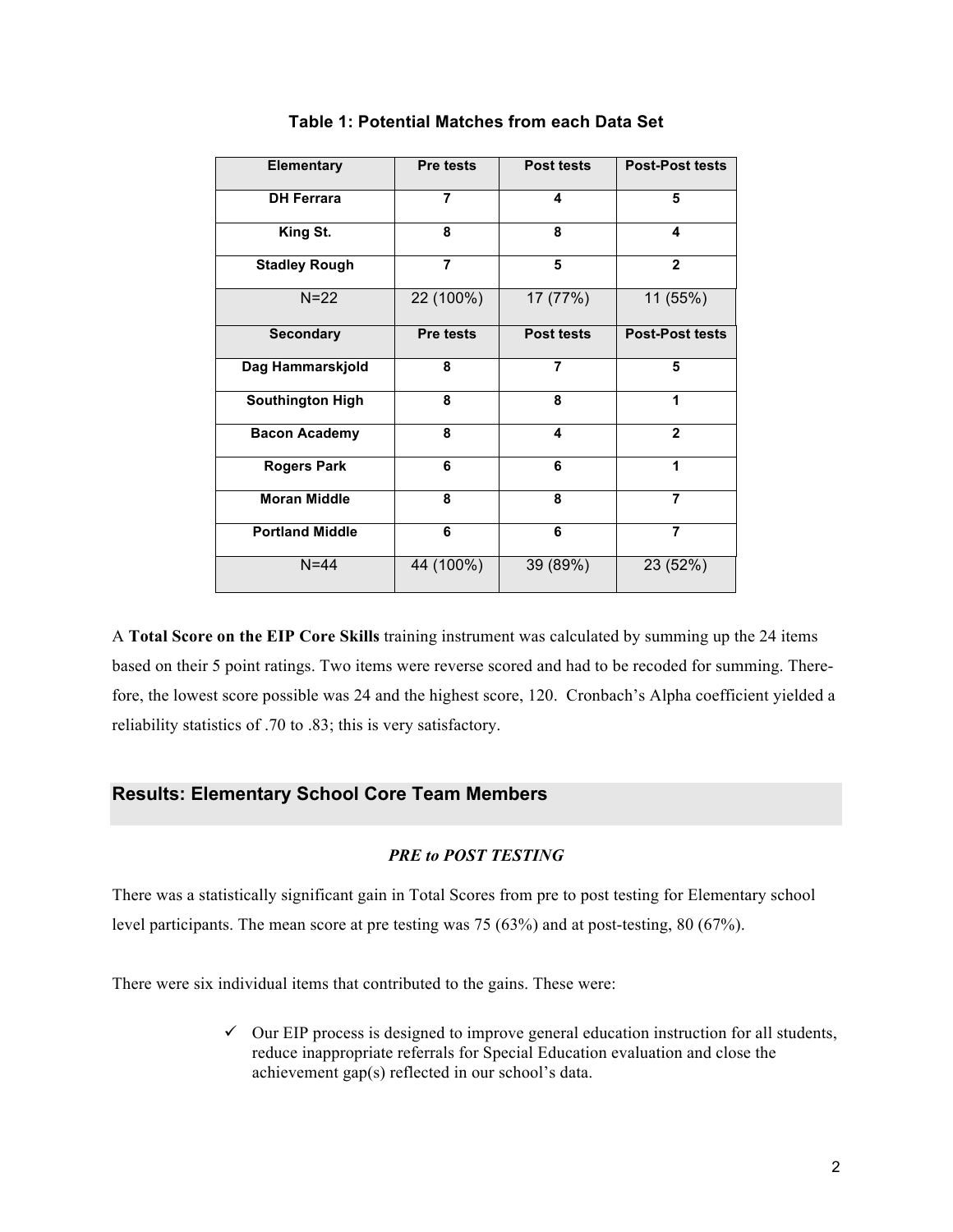**Table 1: Potential Matches from each Data Set**

| Elementary | Pre tests | Post tests | Post-Post tests |
|---|---|---|---|
| **DH Ferrara** | **7** | **4** | **5** |
| **King St.** | **8** | **8** | **4** |
| **Stadley Rough** | **7** | **5** | **2** |
| N=22 | 22 (100%) | 17 (77%) | 11 (55%) |
| **Secondary** | **Pre tests** | **Post tests** | **Post-Post tests** |
| **Dag Hammarskjold** | **8** | **7** | **5** |
| **Southington High** | **8** | **8** | **1** |
| **Bacon Academy** | **8** | **4** | **2** |
| **Rogers Park** | **6** | **6** | **1** |
| **Moran Middle** | **8** | **8** | **7** |
| **Portland Middle** | **6** | **6** | **7** |
| N=44 | 44 (100%) | 39 (89%) | 23 (52%) |

A **Total Score on the EIP Core Skills** training instrument was calculated by summing up the 24 items based on their 5 point ratings. Two items were reverse scored and had to be recoded for summing. Therefore, the lowest score possible was 24 and the highest score, 120. Cronbach's Alpha coefficient yielded a reliability statistics of .70 to .83; this is very satisfactory.

## Results: Elementary School Core Team Members

### *PRE to POST TESTING*

There was a statistically significant gain in Total Scores from pre to post testing for Elementary school level participants. The mean score at pre testing was 75 (63%) and at post-testing, 80 (67%).

There were six individual items that contributed to the gains. These were:

- ✓ Our EIP process is designed to improve general education instruction for all students, reduce inappropriate referrals for Special Education evaluation and close the achievement gap(s) reflected in our school's data.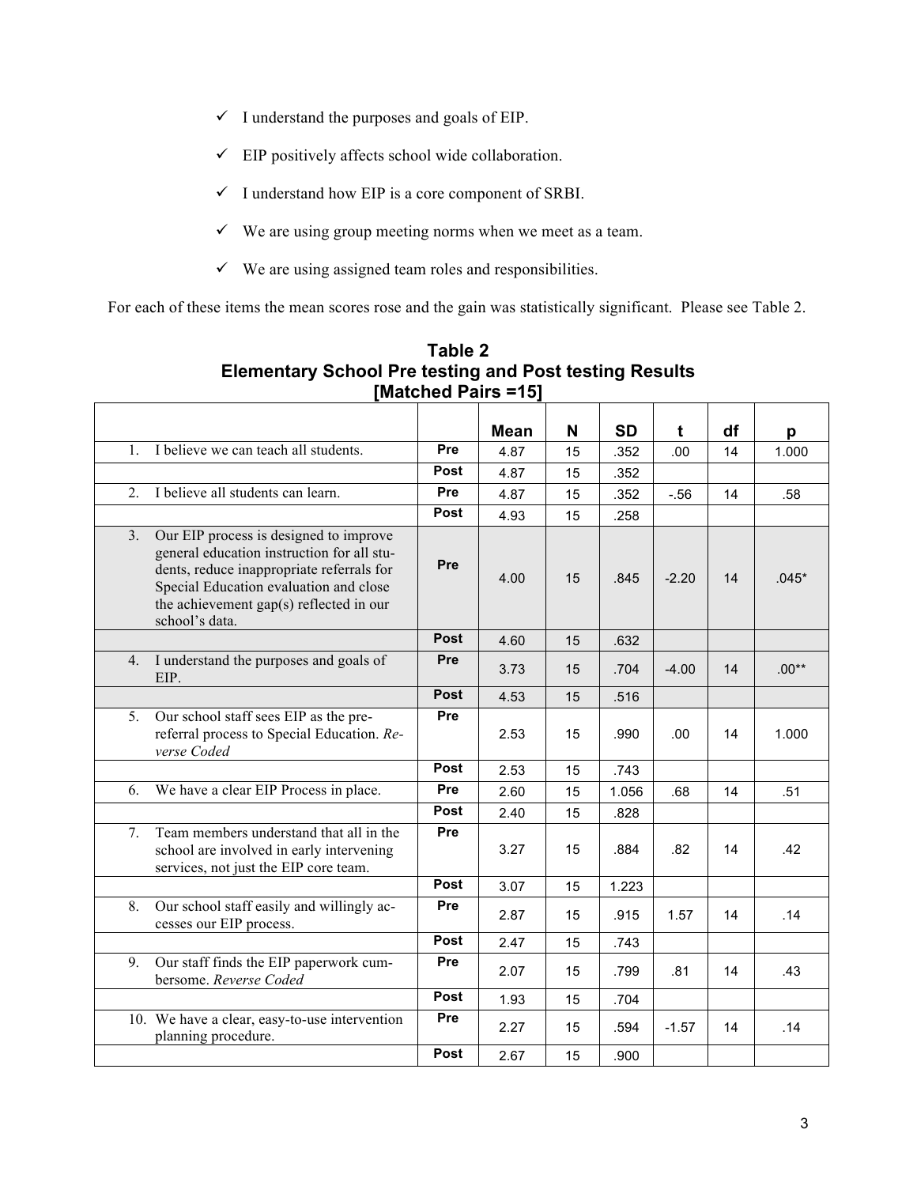- ✓ I understand the purposes and goals of EIP.
- ✓ EIP positively affects school wide collaboration.
- ✓ I understand how EIP is a core component of SRBI.
- ✓ We are using group meeting norms when we meet as a team.
- ✓ We are using assigned team roles and responsibilities.

For each of these items the mean scores rose and the gain was statistically significant. Please see Table 2.

**Table 2**
**Elementary School Pre testing and Post testing Results**
**[Matched Pairs =15]**

| | | Mean | N | SD | t | df | p |
|---|---|---|---|---|---|---|---|
| 1. I believe we can teach all students. | Pre | 4.87 | 15 | .352 | .00 | 14 | 1.000 |
| | Post | 4.87 | 15 | .352 | | | |
| 2. I believe all students can learn. | Pre | 4.87 | 15 | .352 | -.56 | 14 | .58 |
| | Post | 4.93 | 15 | .258 | | | |
| 3. Our EIP process is designed to improve general education instruction for all students, reduce inappropriate referrals for Special Education evaluation and close the achievement gap(s) reflected in our school's data. | Pre | 4.00 | 15 | .845 | -2.20 | 14 | .045* |
| | Post | 4.60 | 15 | .632 | | | |
| 4. I understand the purposes and goals of EIP. | Pre | 3.73 | 15 | .704 | -4.00 | 14 | .00** |
| | Post | 4.53 | 15 | .516 | | | |
| 5. Our school staff sees EIP as the pre-referral process to Special Education. *Reverse Coded* | Pre | 2.53 | 15 | .990 | .00 | 14 | 1.000 |
| | Post | 2.53 | 15 | .743 | | | |
| 6. We have a clear EIP Process in place. | Pre | 2.60 | 15 | 1.056 | .68 | 14 | .51 |
| | Post | 2.40 | 15 | .828 | | | |
| 7. Team members understand that all in the school are involved in early intervening services, not just the EIP core team. | Pre | 3.27 | 15 | .884 | .82 | 14 | .42 |
| | Post | 3.07 | 15 | 1.223 | | | |
| 8. Our school staff easily and willingly accesses our EIP process. | Pre | 2.87 | 15 | .915 | 1.57 | 14 | .14 |
| | Post | 2.47 | 15 | .743 | | | |
| 9. Our staff finds the EIP paperwork cumbersome. *Reverse Coded* | Pre | 2.07 | 15 | .799 | .81 | 14 | .43 |
| | Post | 1.93 | 15 | .704 | | | |
| 10. We have a clear, easy-to-use intervention planning procedure. | Pre | 2.27 | 15 | .594 | -1.57 | 14 | .14 |
| | Post | 2.67 | 15 | .900 | | | |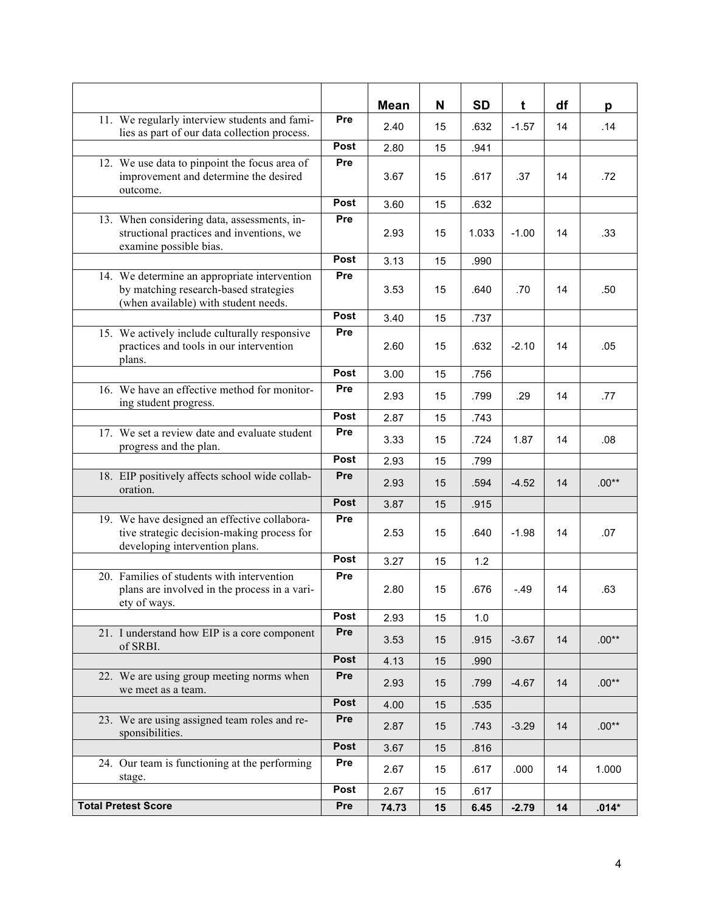| | | Mean | N | SD | t | df | p |
|---|---|---|---|---|---|---|---|
| 11. We regularly interview students and families as part of our data collection process. | Pre | 2.40 | 15 | .632 | -1.57 | 14 | .14 |
| | Post | 2.80 | 15 | .941 | | | |
| 12. We use data to pinpoint the focus area of improvement and determine the desired outcome. | Pre | 3.67 | 15 | .617 | .37 | 14 | .72 |
| | Post | 3.60 | 15 | .632 | | | |
| 13. When considering data, assessments, instructional practices and inventions, we examine possible bias. | Pre | 2.93 | 15 | 1.033 | -1.00 | 14 | .33 |
| | Post | 3.13 | 15 | .990 | | | |
| 14. We determine an appropriate intervention by matching research-based strategies (when available) with student needs. | Pre | 3.53 | 15 | .640 | .70 | 14 | .50 |
| | Post | 3.40 | 15 | .737 | | | |
| 15. We actively include culturally responsive practices and tools in our intervention plans. | Pre | 2.60 | 15 | .632 | -2.10 | 14 | .05 |
| | Post | 3.00 | 15 | .756 | | | |
| 16. We have an effective method for monitoring student progress. | Pre | 2.93 | 15 | .799 | .29 | 14 | .77 |
| | Post | 2.87 | 15 | .743 | | | |
| 17. We set a review date and evaluate student progress and the plan. | Pre | 3.33 | 15 | .724 | 1.87 | 14 | .08 |
| | Post | 2.93 | 15 | .799 | | | |
| 18. EIP positively affects school wide collaboration. | Pre | 2.93 | 15 | .594 | -4.52 | 14 | .00** |
| | Post | 3.87 | 15 | .915 | | | |
| 19. We have designed an effective collaborative strategic decision-making process for developing intervention plans. | Pre | 2.53 | 15 | .640 | -1.98 | 14 | .07 |
| | Post | 3.27 | 15 | 1.2 | | | |
| 20. Families of students with intervention plans are involved in the process in a variety of ways. | Pre | 2.80 | 15 | .676 | -.49 | 14 | .63 |
| | Post | 2.93 | 15 | 1.0 | | | |
| 21. I understand how EIP is a core component of SRBI. | Pre | 3.53 | 15 | .915 | -3.67 | 14 | .00** |
| | Post | 4.13 | 15 | .990 | | | |
| 22. We are using group meeting norms when we meet as a team. | Pre | 2.93 | 15 | .799 | -4.67 | 14 | .00** |
| | Post | 4.00 | 15 | .535 | | | |
| 23. We are using assigned team roles and responsibilities. | Pre | 2.87 | 15 | .743 | -3.29 | 14 | .00** |
| | Post | 3.67 | 15 | .816 | | | |
| 24. Our team is functioning at the performing stage. | Pre | 2.67 | 15 | .617 | .000 | 14 | 1.000 |
| | Post | 2.67 | 15 | .617 | | | |
| **Total Pretest Score** | **Pre** | **74.73** | **15** | **6.45** | **-2.79** | **14** | **.014*** |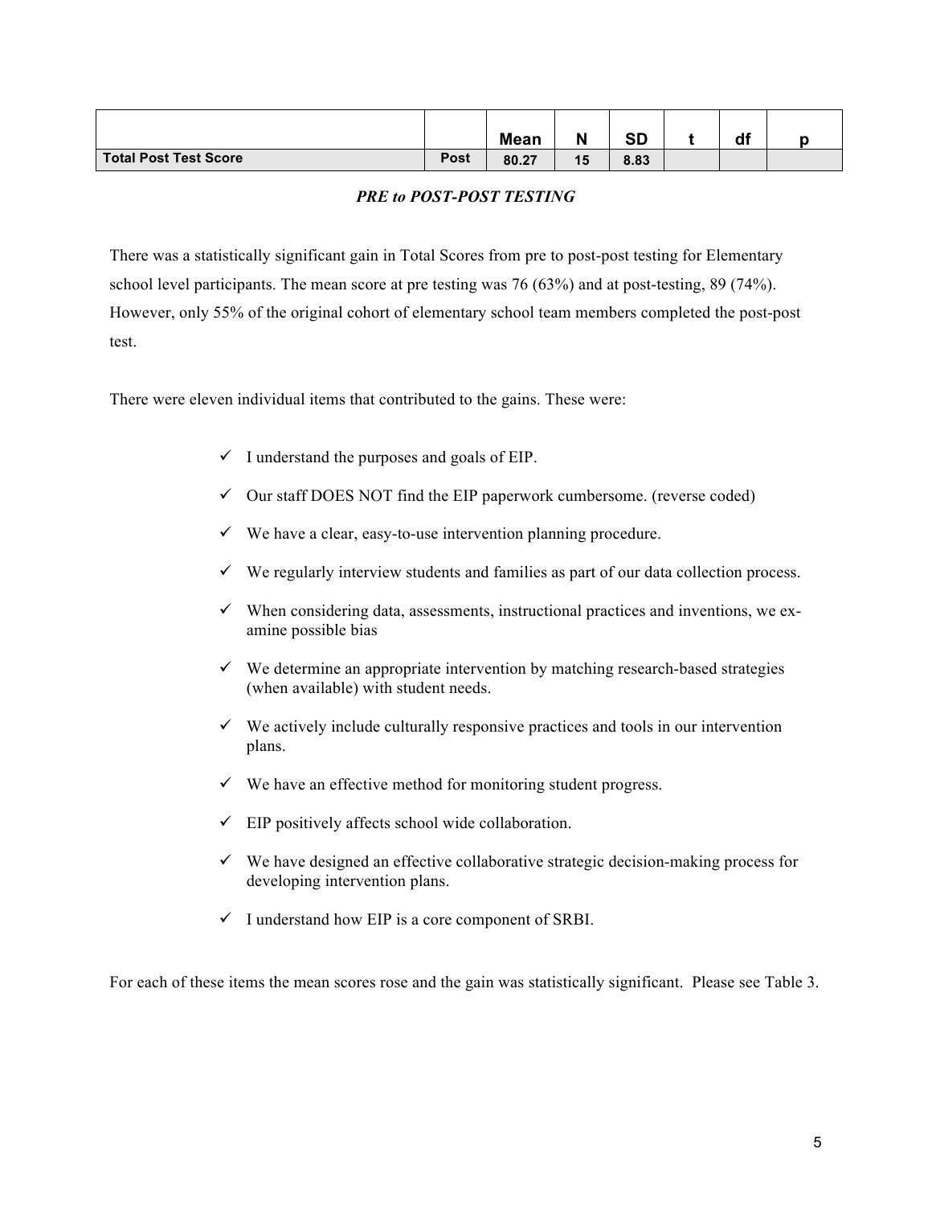| | | Mean | N | SD | t | df | p |
|---|---|---|---|---|---|---|---|
| **Total Post Test Score** | **Post** | **80.27** | **15** | **8.83** | | | |

***PRE to POST-POST TESTING***

There was a statistically significant gain in Total Scores from pre to post-post testing for Elementary school level participants. The mean score at pre testing was 76 (63%) and at post-testing, 89 (74%). However, only 55% of the original cohort of elementary school team members completed the post-post test.

There were eleven individual items that contributed to the gains. These were:

- ✓ I understand the purposes and goals of EIP.
- ✓ Our staff DOES NOT find the EIP paperwork cumbersome. (reverse coded)
- ✓ We have a clear, easy-to-use intervention planning procedure.
- ✓ We regularly interview students and families as part of our data collection process.
- ✓ When considering data, assessments, instructional practices and inventions, we examine possible bias
- ✓ We determine an appropriate intervention by matching research-based strategies (when available) with student needs.
- ✓ We actively include culturally responsive practices and tools in our intervention plans.
- ✓ We have an effective method for monitoring student progress.
- ✓ EIP positively affects school wide collaboration.
- ✓ We have designed an effective collaborative strategic decision-making process for developing intervention plans.
- ✓ I understand how EIP is a core component of SRBI.

For each of these items the mean scores rose and the gain was statistically significant. Please see Table 3.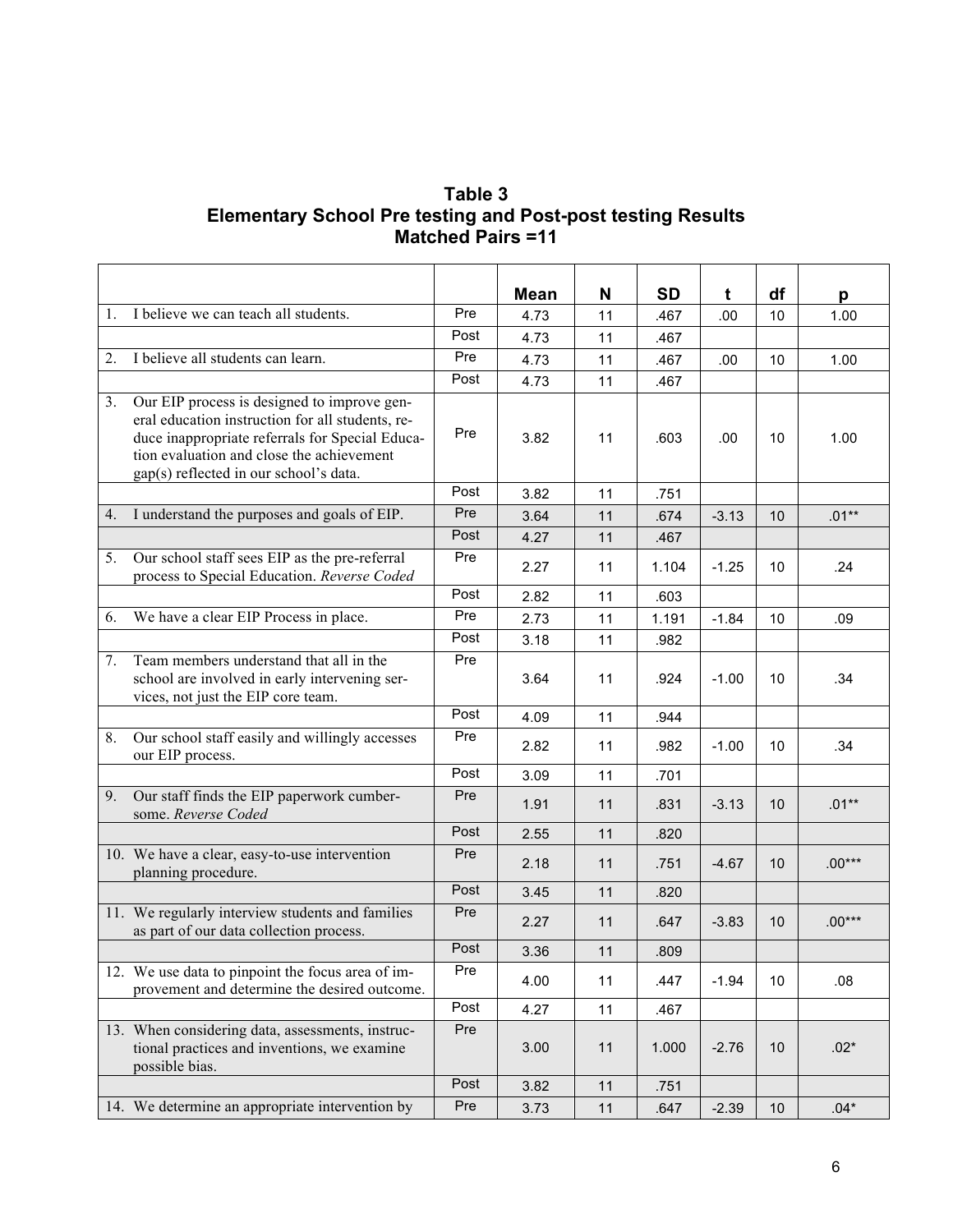**Table 3**
**Elementary School Pre testing and Post-post testing Results**
**Matched Pairs =11**

| | | Mean | N | SD | t | df | p |
|---|---|---|---|---|---|---|---|
| 1. I believe we can teach all students. | Pre | 4.73 | 11 | .467 | .00 | 10 | 1.00 |
| | Post | 4.73 | 11 | .467 | | | |
| 2. I believe all students can learn. | Pre | 4.73 | 11 | .467 | .00 | 10 | 1.00 |
| | Post | 4.73 | 11 | .467 | | | |
| 3. Our EIP process is designed to improve general education instruction for all students, reduce inappropriate referrals for Special Education evaluation and close the achievement gap(s) reflected in our school's data. | Pre | 3.82 | 11 | .603 | .00 | 10 | 1.00 |
| | Post | 3.82 | 11 | .751 | | | |
| 4. I understand the purposes and goals of EIP. | Pre | 3.64 | 11 | .674 | -3.13 | 10 | .01** |
| | Post | 4.27 | 11 | .467 | | | |
| 5. Our school staff sees EIP as the pre-referral process to Special Education. *Reverse Coded* | Pre | 2.27 | 11 | 1.104 | -1.25 | 10 | .24 |
| | Post | 2.82 | 11 | .603 | | | |
| 6. We have a clear EIP Process in place. | Pre | 2.73 | 11 | 1.191 | -1.84 | 10 | .09 |
| | Post | 3.18 | 11 | .982 | | | |
| 7. Team members understand that all in the school are involved in early intervening services, not just the EIP core team. | Pre | 3.64 | 11 | .924 | -1.00 | 10 | .34 |
| | Post | 4.09 | 11 | .944 | | | |
| 8. Our school staff easily and willingly accesses our EIP process. | Pre | 2.82 | 11 | .982 | -1.00 | 10 | .34 |
| | Post | 3.09 | 11 | .701 | | | |
| 9. Our staff finds the EIP paperwork cumbersome. *Reverse Coded* | Pre | 1.91 | 11 | .831 | -3.13 | 10 | .01** |
| | Post | 2.55 | 11 | .820 | | | |
| 10. We have a clear, easy-to-use intervention planning procedure. | Pre | 2.18 | 11 | .751 | -4.67 | 10 | .00*** |
| | Post | 3.45 | 11 | .820 | | | |
| 11. We regularly interview students and families as part of our data collection process. | Pre | 2.27 | 11 | .647 | -3.83 | 10 | .00*** |
| | Post | 3.36 | 11 | .809 | | | |
| 12. We use data to pinpoint the focus area of improvement and determine the desired outcome. | Pre | 4.00 | 11 | .447 | -1.94 | 10 | .08 |
| | Post | 4.27 | 11 | .467 | | | |
| 13. When considering data, assessments, instructional practices and inventions, we examine possible bias. | Pre | 3.00 | 11 | 1.000 | -2.76 | 10 | .02* |
| | Post | 3.82 | 11 | .751 | | | |
| 14. We determine an appropriate intervention by | Pre | 3.73 | 11 | .647 | -2.39 | 10 | .04* |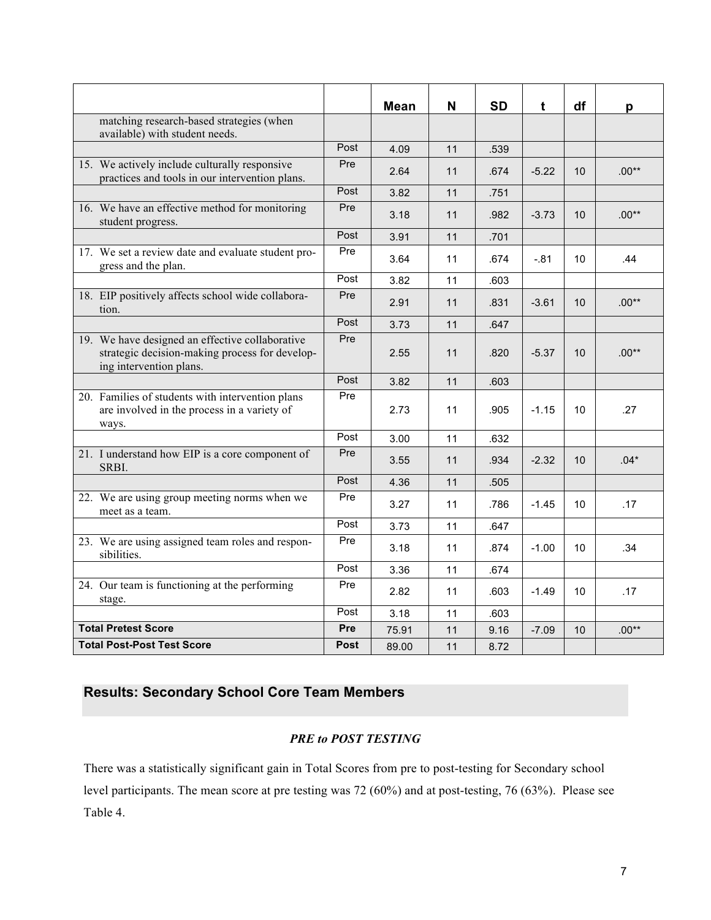| | | Mean | N | SD | t | df | p |
|---|---|---|---|---|---|---|---|
| matching research-based strategies (when available) with student needs. | | | | | | | |
| | Post | 4.09 | 11 | .539 | | | |
| 15. We actively include culturally responsive practices and tools in our intervention plans. | Pre | 2.64 | 11 | .674 | -5.22 | 10 | .00** |
| | Post | 3.82 | 11 | .751 | | | |
| 16. We have an effective method for monitoring student progress. | Pre | 3.18 | 11 | .982 | -3.73 | 10 | .00** |
| | Post | 3.91 | 11 | .701 | | | |
| 17. We set a review date and evaluate student progress and the plan. | Pre | 3.64 | 11 | .674 | -.81 | 10 | .44 |
| | Post | 3.82 | 11 | .603 | | | |
| 18. EIP positively affects school wide collaboration. | Pre | 2.91 | 11 | .831 | -3.61 | 10 | .00** |
| | Post | 3.73 | 11 | .647 | | | |
| 19. We have designed an effective collaborative strategic decision-making process for developing intervention plans. | Pre | 2.55 | 11 | .820 | -5.37 | 10 | .00** |
| | Post | 3.82 | 11 | .603 | | | |
| 20. Families of students with intervention plans are involved in the process in a variety of ways. | Pre | 2.73 | 11 | .905 | -1.15 | 10 | .27 |
| | Post | 3.00 | 11 | .632 | | | |
| 21. I understand how EIP is a core component of SRBI. | Pre | 3.55 | 11 | .934 | -2.32 | 10 | .04* |
| | Post | 4.36 | 11 | .505 | | | |
| 22. We are using group meeting norms when we meet as a team. | Pre | 3.27 | 11 | .786 | -1.45 | 10 | .17 |
| | Post | 3.73 | 11 | .647 | | | |
| 23. We are using assigned team roles and responsibilities. | Pre | 3.18 | 11 | .874 | -1.00 | 10 | .34 |
| | Post | 3.36 | 11 | .674 | | | |
| 24. Our team is functioning at the performing stage. | Pre | 2.82 | 11 | .603 | -1.49 | 10 | .17 |
| | Post | 3.18 | 11 | .603 | | | |
| **Total Pretest Score** | **Pre** | 75.91 | 11 | 9.16 | -7.09 | 10 | .00** |
| **Total Post-Post Test Score** | **Post** | 89.00 | 11 | 8.72 | | | |

## Results: Secondary School Core Team Members

***PRE to POST TESTING***

There was a statistically significant gain in Total Scores from pre to post-testing for Secondary school level participants. The mean score at pre testing was 72 (60%) and at post-testing, 76 (63%). Please see Table 4.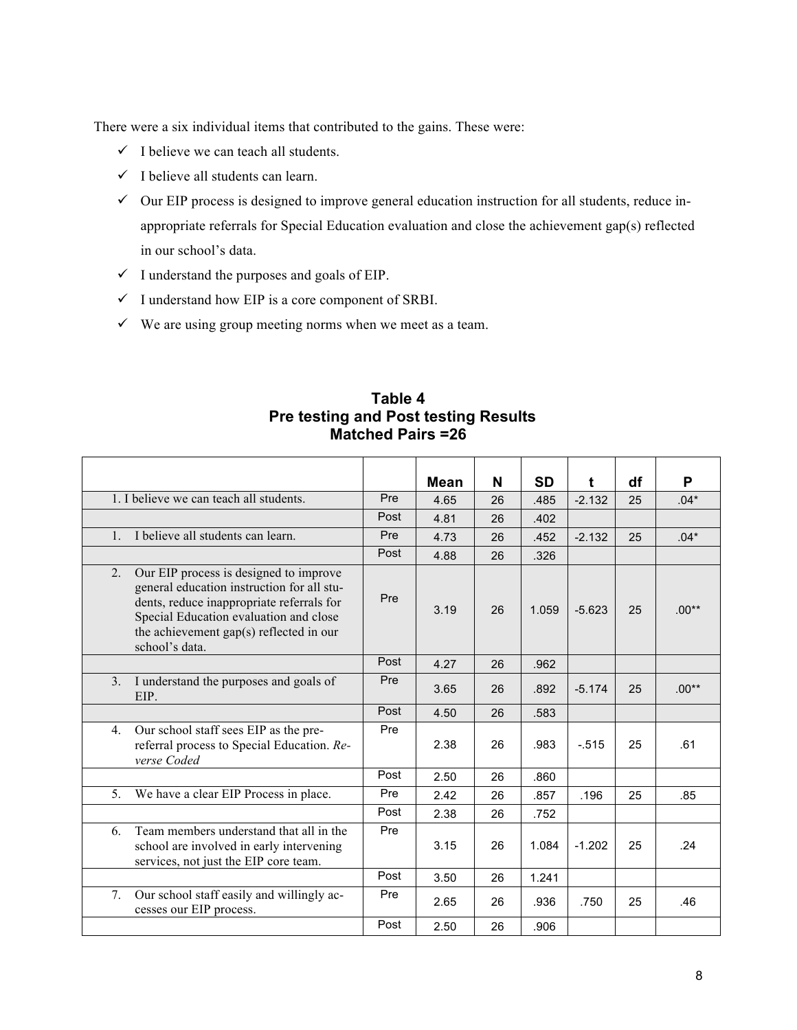There were a six individual items that contributed to the gains. These were:

- ✓ I believe we can teach all students.
- ✓ I believe all students can learn.
- ✓ Our EIP process is designed to improve general education instruction for all students, reduce in-appropriate referrals for Special Education evaluation and close the achievement gap(s) reflected in our school's data.
- ✓ I understand the purposes and goals of EIP.
- ✓ I understand how EIP is a core component of SRBI.
- ✓ We are using group meeting norms when we meet as a team.

**Table 4**
**Pre testing and Post testing Results**
**Matched Pairs =26**

| | | Mean | N | SD | t | df | P |
|---|---|---|---|---|---|---|---|
| 1. I believe we can teach all students. | Pre | 4.65 | 26 | .485 | -2.132 | 25 | .04* |
| | Post | 4.81 | 26 | .402 | | | |
| 1. I believe all students can learn. | Pre | 4.73 | 26 | .452 | -2.132 | 25 | .04* |
| | Post | 4.88 | 26 | .326 | | | |
| 2. Our EIP process is designed to improve general education instruction for all students, reduce inappropriate referrals for Special Education evaluation and close the achievement gap(s) reflected in our school's data. | Pre | 3.19 | 26 | 1.059 | -5.623 | 25 | .00** |
| | Post | 4.27 | 26 | .962 | | | |
| 3. I understand the purposes and goals of EIP. | Pre | 3.65 | 26 | .892 | -5.174 | 25 | .00** |
| | Post | 4.50 | 26 | .583 | | | |
| 4. Our school staff sees EIP as the pre-referral process to Special Education. *Reverse Coded* | Pre | 2.38 | 26 | .983 | -.515 | 25 | .61 |
| | Post | 2.50 | 26 | .860 | | | |
| 5. We have a clear EIP Process in place. | Pre | 2.42 | 26 | .857 | .196 | 25 | .85 |
| | Post | 2.38 | 26 | .752 | | | |
| 6. Team members understand that all in the school are involved in early intervening services, not just the EIP core team. | Pre | 3.15 | 26 | 1.084 | -1.202 | 25 | .24 |
| | Post | 3.50 | 26 | 1.241 | | | |
| 7. Our school staff easily and willingly accesses our EIP process. | Pre | 2.65 | 26 | .936 | .750 | 25 | .46 |
| | Post | 2.50 | 26 | .906 | | | |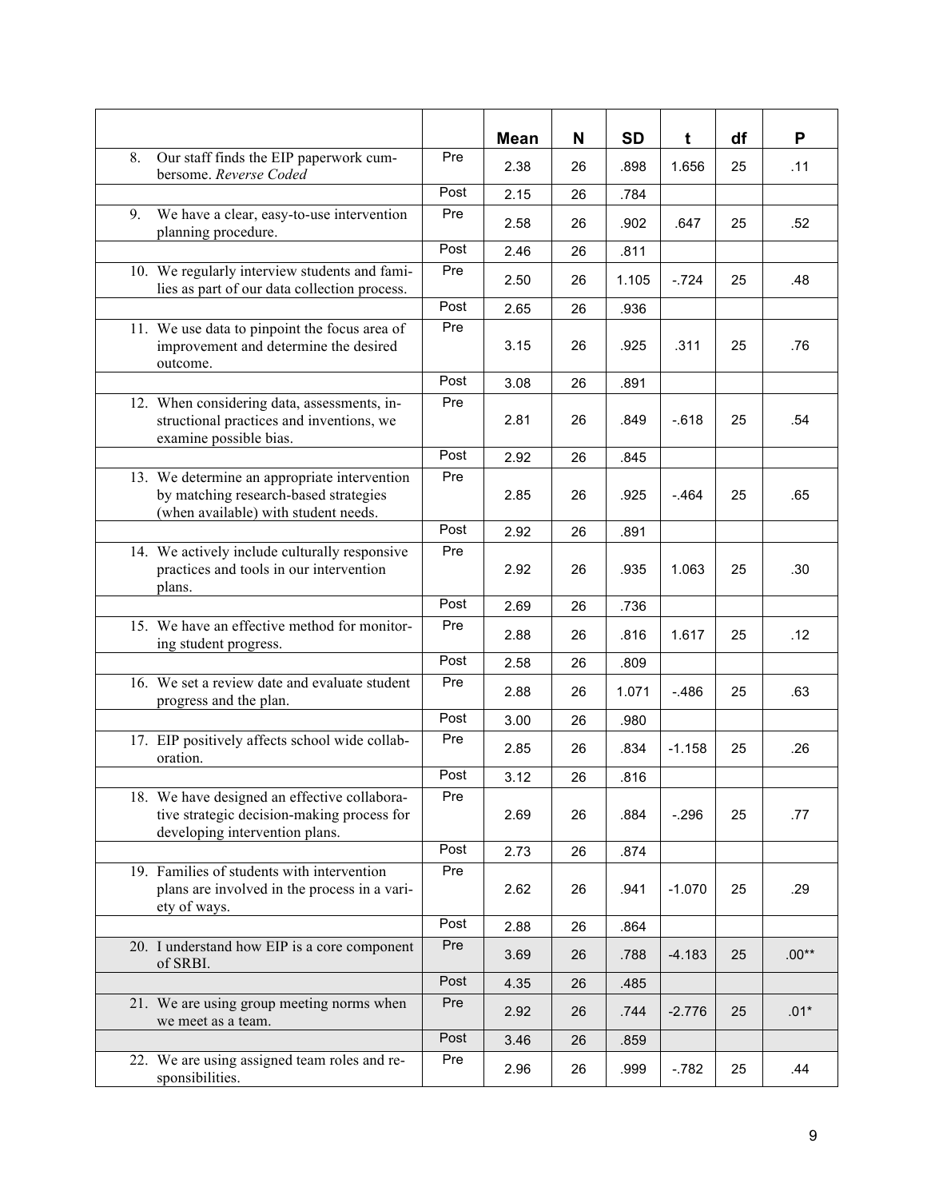| | | Mean | N | SD | t | df | P |
|---|---|---|---|---|---|---|---|
| 8. Our staff finds the EIP paperwork cumbersome. *Reverse Coded* | Pre | 2.38 | 26 | .898 | 1.656 | 25 | .11 |
| | Post | 2.15 | 26 | .784 | | | |
| 9. We have a clear, easy-to-use intervention planning procedure. | Pre | 2.58 | 26 | .902 | .647 | 25 | .52 |
| | Post | 2.46 | 26 | .811 | | | |
| 10. We regularly interview students and families as part of our data collection process. | Pre | 2.50 | 26 | 1.105 | -.724 | 25 | .48 |
| | Post | 2.65 | 26 | .936 | | | |
| 11. We use data to pinpoint the focus area of improvement and determine the desired outcome. | Pre | 3.15 | 26 | .925 | .311 | 25 | .76 |
| | Post | 3.08 | 26 | .891 | | | |
| 12. When considering data, assessments, instructional practices and inventions, we examine possible bias. | Pre | 2.81 | 26 | .849 | -.618 | 25 | .54 |
| | Post | 2.92 | 26 | .845 | | | |
| 13. We determine an appropriate intervention by matching research-based strategies (when available) with student needs. | Pre | 2.85 | 26 | .925 | -.464 | 25 | .65 |
| | Post | 2.92 | 26 | .891 | | | |
| 14. We actively include culturally responsive practices and tools in our intervention plans. | Pre | 2.92 | 26 | .935 | 1.063 | 25 | .30 |
| | Post | 2.69 | 26 | .736 | | | |
| 15. We have an effective method for monitoring student progress. | Pre | 2.88 | 26 | .816 | 1.617 | 25 | .12 |
| | Post | 2.58 | 26 | .809 | | | |
| 16. We set a review date and evaluate student progress and the plan. | Pre | 2.88 | 26 | 1.071 | -.486 | 25 | .63 |
| | Post | 3.00 | 26 | .980 | | | |
| 17. EIP positively affects school wide collaboration. | Pre | 2.85 | 26 | .834 | -1.158 | 25 | .26 |
| | Post | 3.12 | 26 | .816 | | | |
| 18. We have designed an effective collaborative strategic decision-making process for developing intervention plans. | Pre | 2.69 | 26 | .884 | -.296 | 25 | .77 |
| | Post | 2.73 | 26 | .874 | | | |
| 19. Families of students with intervention plans are involved in the process in a variety of ways. | Pre | 2.62 | 26 | .941 | -1.070 | 25 | .29 |
| | Post | 2.88 | 26 | .864 | | | |
| 20. I understand how EIP is a core component of SRBI. | Pre | 3.69 | 26 | .788 | -4.183 | 25 | .00** |
| | Post | 4.35 | 26 | .485 | | | |
| 21. We are using group meeting norms when we meet as a team. | Pre | 2.92 | 26 | .744 | -2.776 | 25 | .01* |
| | Post | 3.46 | 26 | .859 | | | |
| 22. We are using assigned team roles and responsibilities. | Pre | 2.96 | 26 | .999 | -.782 | 25 | .44 |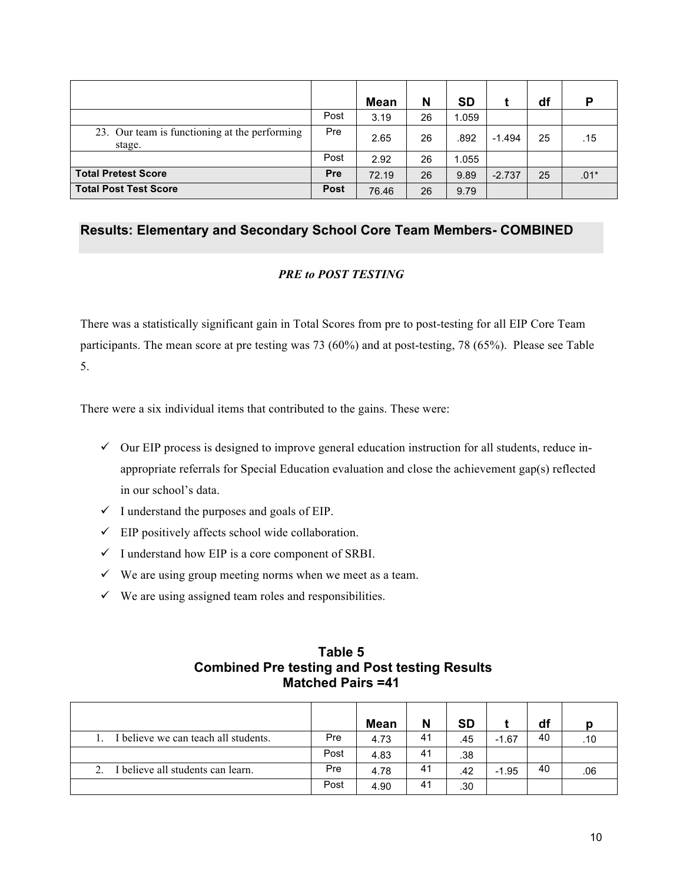| | | Mean | N | SD | t | df | P |
|---|---|---|---|---|---|---|---|
| | Post | 3.19 | 26 | 1.059 | | | |
| 23. Our team is functioning at the performing stage. | Pre | 2.65 | 26 | .892 | -1.494 | 25 | .15 |
| | Post | 2.92 | 26 | 1.055 | | | |
| **Total Pretest Score** | **Pre** | 72.19 | 26 | 9.89 | -2.737 | 25 | .01* |
| **Total Post Test Score** | **Post** | 76.46 | 26 | 9.79 | | | |

## Results: Elementary and Secondary School Core Team Members- COMBINED

***PRE to POST TESTING***

There was a statistically significant gain in Total Scores from pre to post-testing for all EIP Core Team participants. The mean score at pre testing was 73 (60%) and at post-testing, 78 (65%). Please see Table 5.

There were a six individual items that contributed to the gains. These were:

- ✓ Our EIP process is designed to improve general education instruction for all students, reduce in-appropriate referrals for Special Education evaluation and close the achievement gap(s) reflected in our school's data.
- ✓ I understand the purposes and goals of EIP.
- ✓ EIP positively affects school wide collaboration.
- ✓ I understand how EIP is a core component of SRBI.
- ✓ We are using group meeting norms when we meet as a team.
- ✓ We are using assigned team roles and responsibilities.

**Table 5**
**Combined Pre testing and Post testing Results**
**Matched Pairs =41**

| | | Mean | N | SD | t | df | p |
|---|---|---|---|---|---|---|---|
| 1. I believe we can teach all students. | Pre | 4.73 | 41 | .45 | -1.67 | 40 | .10 |
| | Post | 4.83 | 41 | .38 | | | |
| 2. I believe all students can learn. | Pre | 4.78 | 41 | .42 | -1.95 | 40 | .06 |
| | Post | 4.90 | 41 | .30 | | | |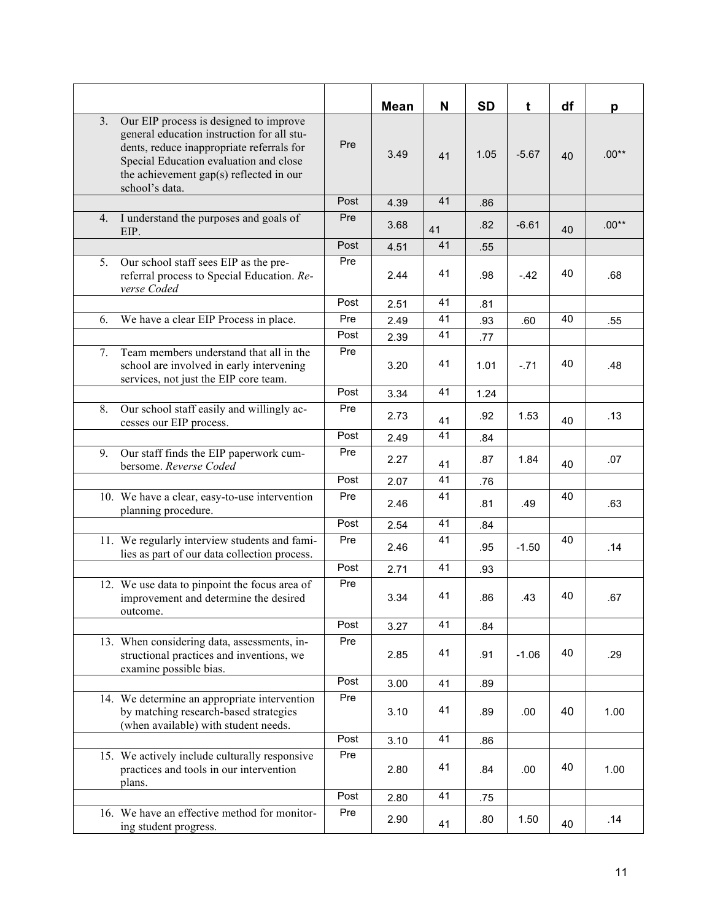| | | Mean | N | SD | t | df | p |
|---|---|---|---|---|---|---|---|
| 3. Our EIP process is designed to improve general education instruction for all students, reduce inappropriate referrals for Special Education evaluation and close the achievement gap(s) reflected in our school's data. | Pre | 3.49 | 41 | 1.05 | -5.67 | 40 | .00** |
| | Post | 4.39 | 41 | .86 | | | |
| 4. I understand the purposes and goals of EIP. | Pre | 3.68 | 41 | .82 | -6.61 | 40 | .00** |
| | Post | 4.51 | 41 | .55 | | | |
| 5. Our school staff sees EIP as the pre-referral process to Special Education. *Reverse Coded* | Pre | 2.44 | 41 | .98 | -.42 | 40 | .68 |
| | Post | 2.51 | 41 | .81 | | | |
| 6. We have a clear EIP Process in place. | Pre | 2.49 | 41 | .93 | .60 | 40 | .55 |
| | Post | 2.39 | 41 | .77 | | | |
| 7. Team members understand that all in the school are involved in early intervening services, not just the EIP core team. | Pre | 3.20 | 41 | 1.01 | -.71 | 40 | .48 |
| | Post | 3.34 | 41 | 1.24 | | | |
| 8. Our school staff easily and willingly accesses our EIP process. | Pre | 2.73 | 41 | .92 | 1.53 | 40 | .13 |
| | Post | 2.49 | 41 | .84 | | | |
| 9. Our staff finds the EIP paperwork cumbersome. *Reverse Coded* | Pre | 2.27 | 41 | .87 | 1.84 | 40 | .07 |
| | Post | 2.07 | 41 | .76 | | | |
| 10. We have a clear, easy-to-use intervention planning procedure. | Pre | 2.46 | 41 | .81 | .49 | 40 | .63 |
| | Post | 2.54 | 41 | .84 | | | |
| 11. We regularly interview students and families as part of our data collection process. | Pre | 2.46 | 41 | .95 | -1.50 | 40 | .14 |
| | Post | 2.71 | 41 | .93 | | | |
| 12. We use data to pinpoint the focus area of improvement and determine the desired outcome. | Pre | 3.34 | 41 | .86 | .43 | 40 | .67 |
| | Post | 3.27 | 41 | .84 | | | |
| 13. When considering data, assessments, instructional practices and inventions, we examine possible bias. | Pre | 2.85 | 41 | .91 | -1.06 | 40 | .29 |
| | Post | 3.00 | 41 | .89 | | | |
| 14. We determine an appropriate intervention by matching research-based strategies (when available) with student needs. | Pre | 3.10 | 41 | .89 | .00 | 40 | 1.00 |
| | Post | 3.10 | 41 | .86 | | | |
| 15. We actively include culturally responsive practices and tools in our intervention plans. | Pre | 2.80 | 41 | .84 | .00 | 40 | 1.00 |
| | Post | 2.80 | 41 | .75 | | | |
| 16. We have an effective method for monitoring student progress. | Pre | 2.90 | 41 | .80 | 1.50 | 40 | .14 |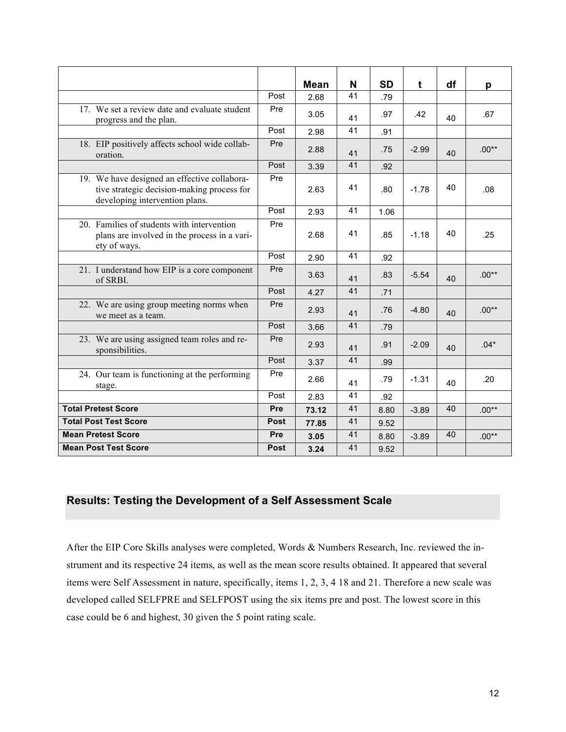| | | Mean | N | SD | t | df | p |
|---|---|---|---|---|---|---|---|
| | Post | 2.68 | 41 | .79 | | | |
| 17. We set a review date and evaluate student progress and the plan. | Pre | 3.05 | 41 | .97 | .42 | 40 | .67 |
| | Post | 2.98 | 41 | .91 | | | |
| 18. EIP positively affects school wide collaboration. | Pre | 2.88 | 41 | .75 | -2.99 | 40 | .00** |
| | Post | 3.39 | 41 | .92 | | | |
| 19. We have designed an effective collaborative strategic decision-making process for developing intervention plans. | Pre | 2.63 | 41 | .80 | -1.78 | 40 | .08 |
| | Post | 2.93 | 41 | 1.06 | | | |
| 20. Families of students with intervention plans are involved in the process in a variety of ways. | Pre | 2.68 | 41 | .85 | -1.18 | 40 | .25 |
| | Post | 2.90 | 41 | .92 | | | |
| 21. I understand how EIP is a core component of SRBI. | Pre | 3.63 | 41 | .83 | -5.54 | 40 | .00** |
| | Post | 4.27 | 41 | .71 | | | |
| 22. We are using group meeting norms when we meet as a team. | Pre | 2.93 | 41 | .76 | -4.80 | 40 | .00** |
| | Post | 3.66 | 41 | .79 | | | |
| 23. We are using assigned team roles and responsibilities. | Pre | 2.93 | 41 | .91 | -2.09 | 40 | .04* |
| | Post | 3.37 | 41 | .99 | | | |
| 24. Our team is functioning at the performing stage. | Pre | 2.66 | 41 | .79 | -1.31 | 40 | .20 |
| | Post | 2.83 | 41 | .92 | | | |
| **Total Pretest Score** | **Pre** | **73.12** | 41 | 8.80 | -3.89 | 40 | .00** |
| **Total Post Test Score** | **Post** | **77.85** | 41 | 9.52 | | | |
| **Mean Pretest Score** | **Pre** | **3.05** | 41 | 8.80 | -3.89 | 40 | .00** |
| **Mean Post Test Score** | **Post** | **3.24** | 41 | 9.52 | | | |

## Results: Testing the Development of a Self Assessment Scale

After the EIP Core Skills analyses were completed, Words & Numbers Research, Inc. reviewed the instrument and its respective 24 items, as well as the mean score results obtained. It appeared that several items were Self Assessment in nature, specifically, items 1, 2, 3, 4 18 and 21. Therefore a new scale was developed called SELFPRE and SELFPOST using the six items pre and post. The lowest score in this case could be 6 and highest, 30 given the 5 point rating scale.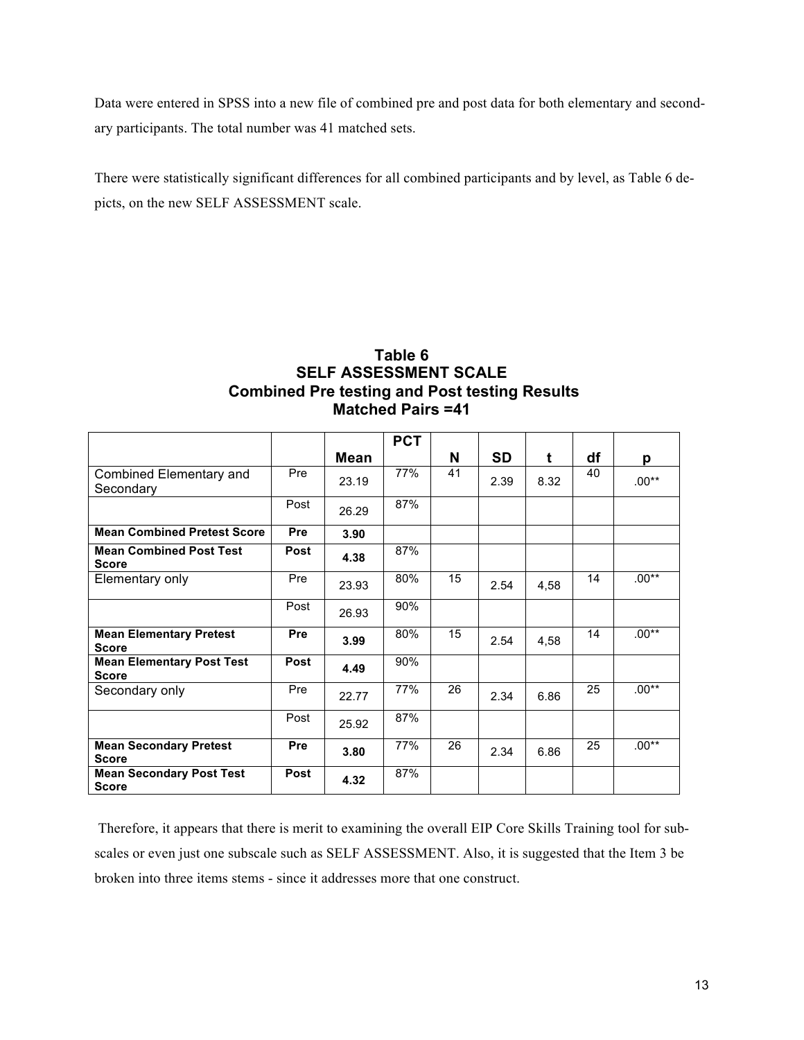Data were entered in SPSS into a new file of combined pre and post data for both elementary and secondary participants. The total number was 41 matched sets.

There were statistically significant differences for all combined participants and by level, as Table 6 depicts, on the new SELF ASSESSMENT scale.

**Table 6**
**SELF ASSESSMENT SCALE**
**Combined Pre testing and Post testing Results**
**Matched Pairs =41**

| | | Mean | PCT | N | SD | t | df | p |
|---|---|---|---|---|---|---|---|---|
| Combined Elementary and Secondary | Pre | 23.19 | 77% | 41 | 2.39 | 8.32 | 40 | .00** |
| | Post | 26.29 | 87% | | | | | |
| **Mean Combined Pretest Score** | **Pre** | **3.90** | | | | | | |
| **Mean Combined Post Test Score** | **Post** | **4.38** | 87% | | | | | |
| Elementary only | Pre | 23.93 | 80% | 15 | 2.54 | 4,58 | 14 | .00** |
| | Post | 26.93 | 90% | | | | | |
| **Mean Elementary Pretest Score** | **Pre** | **3.99** | 80% | 15 | 2.54 | 4,58 | 14 | .00** |
| **Mean Elementary Post Test Score** | **Post** | **4.49** | 90% | | | | | |
| Secondary only | Pre | 22.77 | 77% | 26 | 2.34 | 6.86 | 25 | .00** |
| | Post | 25.92 | 87% | | | | | |
| **Mean Secondary Pretest Score** | **Pre** | **3.80** | 77% | 26 | 2.34 | 6.86 | 25 | .00** |
| **Mean Secondary Post Test Score** | **Post** | **4.32** | 87% | | | | | |

Therefore, it appears that there is merit to examining the overall EIP Core Skills Training tool for subscales or even just one subscale such as SELF ASSESSMENT. Also, it is suggested that the Item 3 be broken into three items stems - since it addresses more that one construct.